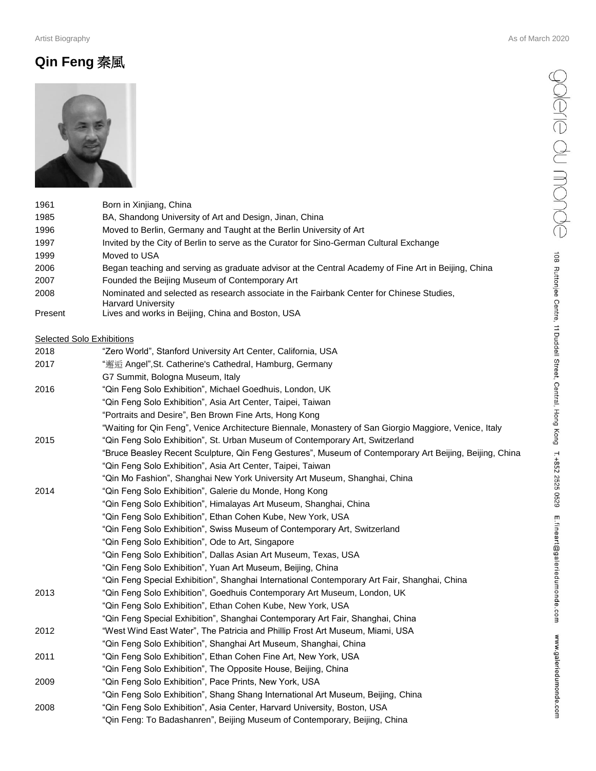# Qin Feng 秦風

| | |
|---|---|
| 1961 | Born in Xinjiang, China |
| 1985 | BA, Shandong University of Art and Design, Jinan, China |
| 1996 | Moved to Berlin, Germany and Taught at the Berlin University of Art |
| 1997 | Invited by the City of Berlin to serve as the Curator for Sino-German Cultural Exchange |
| 1999 | Moved to USA |
| 2006 | Began teaching and serving as graduate advisor at the Central Academy of Fine Art in Beijing, China |
| 2007 | Founded the Beijing Museum of Contemporary Art |
| 2008 | Nominated and selected as research associate in the Fairbank Center for Chinese Studies, Harvard University |
| Present | Lives and works in Beijing, China and Boston, USA |

<u>Selected Solo Exhibitions</u>

| | |
|---|---|
| 2018 | "Zero World", Stanford University Art Center, California, USA |
| 2017 | "邂逅 Angel",St. Catherine's Cathedral, Hamburg, Germany |
| | G7 Summit, Bologna Museum, Italy |
| 2016 | "Qin Feng Solo Exhibition", Michael Goedhuis, London, UK |
| | "Qin Feng Solo Exhibition", Asia Art Center, Taipei, Taiwan |
| | "Portraits and Desire", Ben Brown Fine Arts, Hong Kong |
| | "Waiting for Qin Feng", Venice Architecture Biennale, Monastery of San Giorgio Maggiore, Venice, Italy |
| 2015 | "Qin Feng Solo Exhibition", St. Urban Museum of Contemporary Art, Switzerland |
| | "Bruce Beasley Recent Sculpture, Qin Feng Gestures", Museum of Contemporary Art Beijing, Beijing, China |
| | "Qin Feng Solo Exhibition", Asia Art Center, Taipei, Taiwan |
| | "Qin Mo Fashion", Shanghai New York University Art Museum, Shanghai, China |
| 2014 | "Qin Feng Solo Exhibition", Galerie du Monde, Hong Kong |
| | "Qin Feng Solo Exhibition", Himalayas Art Museum, Shanghai, China |
| | "Qin Feng Solo Exhibition", Ethan Cohen Kube, New York, USA |
| | "Qin Feng Solo Exhibition", Swiss Museum of Contemporary Art, Switzerland |
| | "Qin Feng Solo Exhibition", Ode to Art, Singapore |
| | "Qin Feng Solo Exhibition", Dallas Asian Art Museum, Texas, USA |
| | "Qin Feng Solo Exhibition", Yuan Art Museum, Beijing, China |
| | "Qin Feng Special Exhibition", Shanghai International Contemporary Art Fair, Shanghai, China |
| 2013 | "Qin Feng Solo Exhibition", Goedhuis Contemporary Art Museum, London, UK |
| | "Qin Feng Solo Exhibition", Ethan Cohen Kube, New York, USA |
| | "Qin Feng Special Exhibition", Shanghai Contemporary Art Fair, Shanghai, China |
| 2012 | "West Wind East Water", The Patricia and Phillip Frost Art Museum, Miami, USA |
| | "Qin Feng Solo Exhibition", Shanghai Art Museum, Shanghai, China |
| 2011 | "Qin Feng Solo Exhibition", Ethan Cohen Fine Art, New York, USA |
| | "Qin Feng Solo Exhibition", The Opposite House, Beijing, China |
| 2009 | "Qin Feng Solo Exhibition", Pace Prints, New York, USA |
| | "Qin Feng Solo Exhibition", Shang Shang International Art Museum, Beijing, China |
| 2008 | "Qin Feng Solo Exhibition", Asia Center, Harvard University, Boston, USA |
| | "Qin Feng: To Badashanren", Beijing Museum of Contemporary, Beijing, China |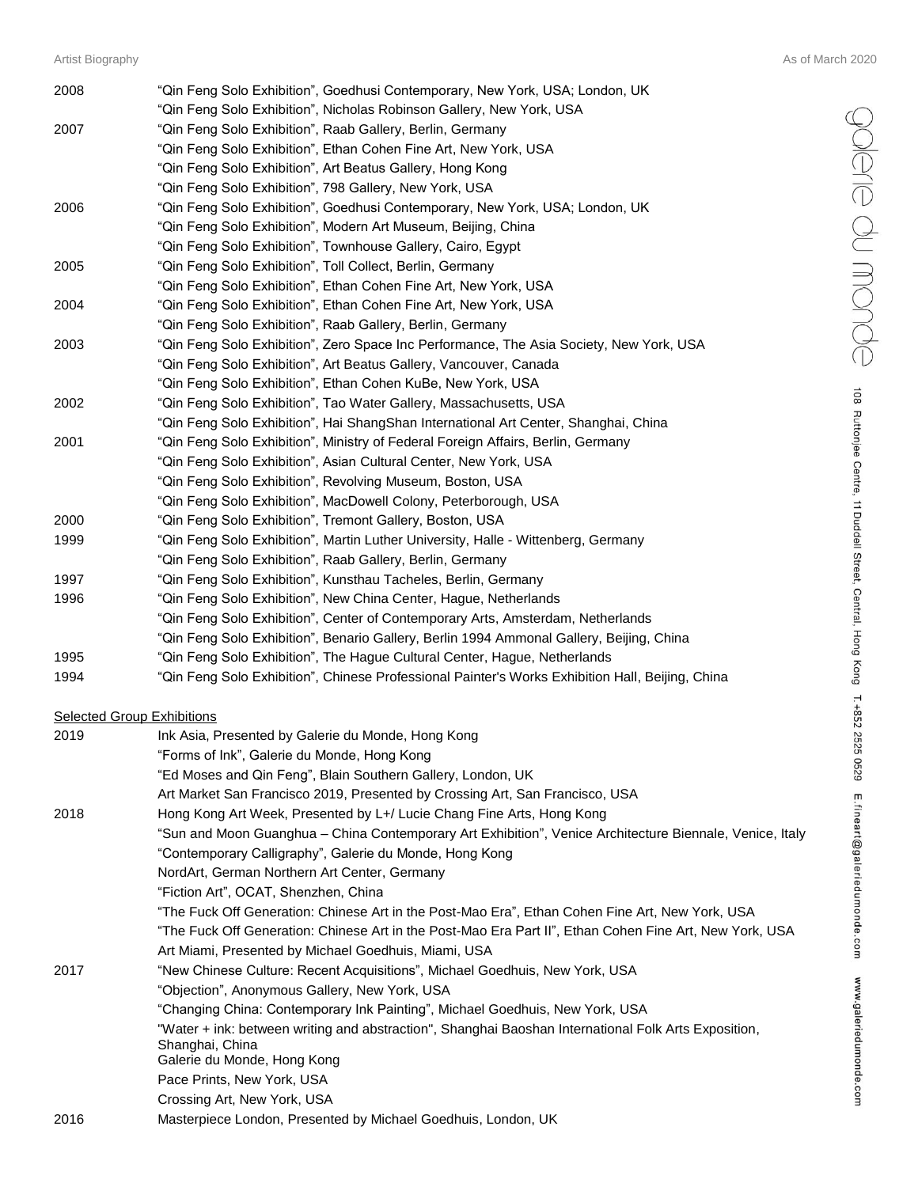| | |
|---|---|
| 2008 | "Qin Feng Solo Exhibition", Goedhusi Contemporary, New York, USA; London, UK |
| | "Qin Feng Solo Exhibition", Nicholas Robinson Gallery, New York, USA |
| 2007 | "Qin Feng Solo Exhibition", Raab Gallery, Berlin, Germany |
| | "Qin Feng Solo Exhibition", Ethan Cohen Fine Art, New York, USA |
| | "Qin Feng Solo Exhibition", Art Beatus Gallery, Hong Kong |
| | "Qin Feng Solo Exhibition", 798 Gallery, New York, USA |
| 2006 | "Qin Feng Solo Exhibition", Goedhusi Contemporary, New York, USA; London, UK |
| | "Qin Feng Solo Exhibition", Modern Art Museum, Beijing, China |
| | "Qin Feng Solo Exhibition", Townhouse Gallery, Cairo, Egypt |
| 2005 | "Qin Feng Solo Exhibition", Toll Collect, Berlin, Germany |
| | "Qin Feng Solo Exhibition", Ethan Cohen Fine Art, New York, USA |
| 2004 | "Qin Feng Solo Exhibition", Ethan Cohen Fine Art, New York, USA |
| | "Qin Feng Solo Exhibition", Raab Gallery, Berlin, Germany |
| 2003 | "Qin Feng Solo Exhibition", Zero Space Inc Performance, The Asia Society, New York, USA |
| | "Qin Feng Solo Exhibition", Art Beatus Gallery, Vancouver, Canada |
| | "Qin Feng Solo Exhibition", Ethan Cohen KuBe, New York, USA |
| 2002 | "Qin Feng Solo Exhibition", Tao Water Gallery, Massachusetts, USA |
| | "Qin Feng Solo Exhibition", Hai ShangShan International Art Center, Shanghai, China |
| 2001 | "Qin Feng Solo Exhibition", Ministry of Federal Foreign Affairs, Berlin, Germany |
| | "Qin Feng Solo Exhibition", Asian Cultural Center, New York, USA |
| | "Qin Feng Solo Exhibition", Revolving Museum, Boston, USA |
| | "Qin Feng Solo Exhibition", MacDowell Colony, Peterborough, USA |
| 2000 | "Qin Feng Solo Exhibition", Tremont Gallery, Boston, USA |
| 1999 | "Qin Feng Solo Exhibition", Martin Luther University, Halle - Wittenberg, Germany |
| | "Qin Feng Solo Exhibition", Raab Gallery, Berlin, Germany |
| 1997 | "Qin Feng Solo Exhibition", Kunsthau Tacheles, Berlin, Germany |
| 1996 | "Qin Feng Solo Exhibition", New China Center, Hague, Netherlands |
| | "Qin Feng Solo Exhibition", Center of Contemporary Arts, Amsterdam, Netherlands |
| | "Qin Feng Solo Exhibition", Benario Gallery, Berlin 1994 Ammonal Gallery, Beijing, China |
| 1995 | "Qin Feng Solo Exhibition", The Hague Cultural Center, Hague, Netherlands |
| 1994 | "Qin Feng Solo Exhibition", Chinese Professional Painter's Works Exhibition Hall, Beijing, China |

## Selected Group Exhibitions

| | |
|---|---|
| 2019 | Ink Asia, Presented by Galerie du Monde, Hong Kong |
| | "Forms of Ink", Galerie du Monde, Hong Kong |
| | "Ed Moses and Qin Feng", Blain Southern Gallery, London, UK |
| | Art Market San Francisco 2019, Presented by Crossing Art, San Francisco, USA |
| 2018 | Hong Kong Art Week, Presented by L+/ Lucie Chang Fine Arts, Hong Kong |
| | "Sun and Moon Guanghua – China Contemporary Art Exhibition", Venice Architecture Biennale, Venice, Italy |
| | "Contemporary Calligraphy", Galerie du Monde, Hong Kong |
| | NordArt, German Northern Art Center, Germany |
| | "Fiction Art", OCAT, Shenzhen, China |
| | "The Fuck Off Generation: Chinese Art in the Post-Mao Era", Ethan Cohen Fine Art, New York, USA |
| | "The Fuck Off Generation: Chinese Art in the Post-Mao Era Part II", Ethan Cohen Fine Art, New York, USA |
| | Art Miami, Presented by Michael Goedhuis, Miami, USA |
| 2017 | "New Chinese Culture: Recent Acquisitions", Michael Goedhuis, New York, USA |
| | "Objection", Anonymous Gallery, New York, USA |
| | "Changing China: Contemporary Ink Painting", Michael Goedhuis, New York, USA |
| | "Water + ink: between writing and abstraction", Shanghai Baoshan International Folk Arts Exposition, Shanghai, China |
| | Galerie du Monde, Hong Kong |
| | Pace Prints, New York, USA |
| | Crossing Art, New York, USA |
| 2016 | Masterpiece London, Presented by Michael Goedhuis, London, UK |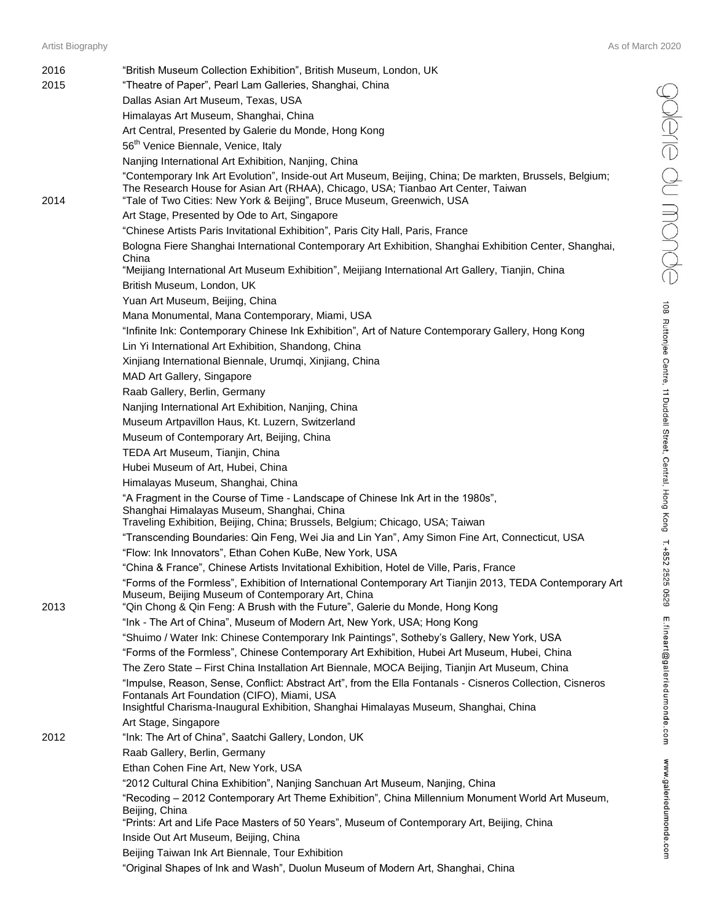2016 “British Museum Collection Exhibition”, British Museum, London, UK

2015 “Theatre of Paper”, Pearl Lam Galleries, Shanghai, China
Dallas Asian Art Museum, Texas, USA
Himalayas Art Museum, Shanghai, China
Art Central, Presented by Galerie du Monde, Hong Kong
56th Venice Biennale, Venice, Italy
Nanjing International Art Exhibition, Nanjing, China
“Contemporary Ink Art Evolution”, Inside-out Art Museum, Beijing, China; De markten, Brussels, Belgium; The Research House for Asian Art (RHAA), Chicago, USA; Tianbao Art Center, Taiwan

2014 “Tale of Two Cities: New York & Beijing”, Bruce Museum, Greenwich, USA
Art Stage, Presented by Ode to Art, Singapore
“Chinese Artists Paris Invitational Exhibition”, Paris City Hall, Paris, France
Bologna Fiere Shanghai International Contemporary Art Exhibition, Shanghai Exhibition Center, Shanghai, China
“Meijiang International Art Museum Exhibition”, Meijiang International Art Gallery, Tianjin, China
British Museum, London, UK
Yuan Art Museum, Beijing, China
Mana Monumental, Mana Contemporary, Miami, USA
“Infinite Ink: Contemporary Chinese Ink Exhibition”, Art of Nature Contemporary Gallery, Hong Kong
Lin Yi International Art Exhibition, Shandong, China
Xinjiang International Biennale, Urumqi, Xinjiang, China
MAD Art Gallery, Singapore
Raab Gallery, Berlin, Germany
Nanjing International Art Exhibition, Nanjing, China
Museum Artpavillon Haus, Kt. Luzern, Switzerland
Museum of Contemporary Art, Beijing, China
TEDA Art Museum, Tianjin, China
Hubei Museum of Art, Hubei, China
Himalayas Museum, Shanghai, China
“A Fragment in the Course of Time - Landscape of Chinese Ink Art in the 1980s”, Shanghai Himalayas Museum, Shanghai, China
Traveling Exhibition, Beijing, China; Brussels, Belgium; Chicago, USA; Taiwan
“Transcending Boundaries: Qin Feng, Wei Jia and Lin Yan”, Amy Simon Fine Art, Connecticut, USA
“Flow: Ink Innovators”, Ethan Cohen KuBe, New York, USA
“China & France”, Chinese Artists Invitational Exhibition, Hotel de Ville, Paris, France
“Forms of the Formless”, Exhibition of International Contemporary Art Tianjin 2013, TEDA Contemporary Art Museum, Beijing Museum of Contemporary Art, China

2013 “Qin Chong & Qin Feng: A Brush with the Future”, Galerie du Monde, Hong Kong
“Ink - The Art of China”, Museum of Modern Art, New York, USA; Hong Kong
“Shuimo / Water Ink: Chinese Contemporary Ink Paintings”, Sotheby’s Gallery, New York, USA
“Forms of the Formless”, Chinese Contemporary Art Exhibition, Hubei Art Museum, Hubei, China
The Zero State – First China Installation Art Biennale, MOCA Beijing, Tianjin Art Museum, China
“Impulse, Reason, Sense, Conflict: Abstract Art”, from the Ella Fontanals - Cisneros Collection, Cisneros Fontanals Art Foundation (CIFO), Miami, USA
Insightful Charisma-Inaugural Exhibition, Shanghai Himalayas Museum, Shanghai, China
Art Stage, Singapore

2012 “Ink: The Art of China”, Saatchi Gallery, London, UK
Raab Gallery, Berlin, Germany
Ethan Cohen Fine Art, New York, USA
“2012 Cultural China Exhibition”, Nanjing Sanchuan Art Museum, Nanjing, China
“Recoding – 2012 Contemporary Art Theme Exhibition”, China Millennium Monument World Art Museum, Beijing, China
“Prints: Art and Life Pace Masters of 50 Years”, Museum of Contemporary Art, Beijing, China
Inside Out Art Museum, Beijing, China
Beijing Taiwan Ink Art Biennale, Tour Exhibition
“Original Shapes of Ink and Wash”, Duolun Museum of Modern Art, Shanghai, China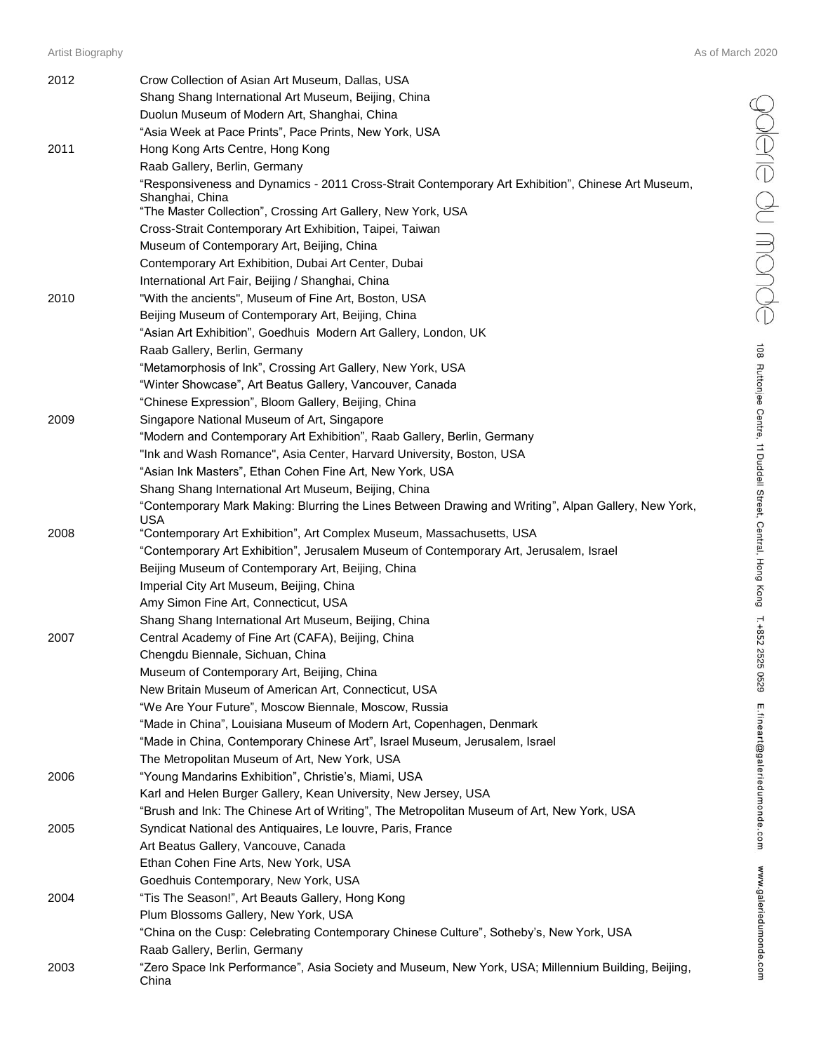| | |
|---|---|
| 2012 | Crow Collection of Asian Art Museum, Dallas, USA |
| | Shang Shang International Art Museum, Beijing, China |
| | Duolun Museum of Modern Art, Shanghai, China |
| | "Asia Week at Pace Prints", Pace Prints, New York, USA |
| 2011 | Hong Kong Arts Centre, Hong Kong |
| | Raab Gallery, Berlin, Germany |
| | "Responsiveness and Dynamics - 2011 Cross-Strait Contemporary Art Exhibition", Chinese Art Museum, Shanghai, China |
| | "The Master Collection", Crossing Art Gallery, New York, USA |
| | Cross-Strait Contemporary Art Exhibition, Taipei, Taiwan |
| | Museum of Contemporary Art, Beijing, China |
| | Contemporary Art Exhibition, Dubai Art Center, Dubai |
| | International Art Fair, Beijing / Shanghai, China |
| 2010 | "With the ancients", Museum of Fine Art, Boston, USA |
| | Beijing Museum of Contemporary Art, Beijing, China |
| | "Asian Art Exhibition", Goedhuis Modern Art Gallery, London, UK |
| | Raab Gallery, Berlin, Germany |
| | "Metamorphosis of Ink", Crossing Art Gallery, New York, USA |
| | "Winter Showcase", Art Beatus Gallery, Vancouver, Canada |
| | "Chinese Expression", Bloom Gallery, Beijing, China |
| 2009 | Singapore National Museum of Art, Singapore |
| | "Modern and Contemporary Art Exhibition", Raab Gallery, Berlin, Germany |
| | "Ink and Wash Romance", Asia Center, Harvard University, Boston, USA |
| | "Asian Ink Masters", Ethan Cohen Fine Art, New York, USA |
| | Shang Shang International Art Museum, Beijing, China |
| | "Contemporary Mark Making: Blurring the Lines Between Drawing and Writing", Alpan Gallery, New York, USA |
| 2008 | "Contemporary Art Exhibition", Art Complex Museum, Massachusetts, USA |
| | "Contemporary Art Exhibition", Jerusalem Museum of Contemporary Art, Jerusalem, Israel |
| | Beijing Museum of Contemporary Art, Beijing, China |
| | Imperial City Art Museum, Beijing, China |
| | Amy Simon Fine Art, Connecticut, USA |
| | Shang Shang International Art Museum, Beijing, China |
| 2007 | Central Academy of Fine Art (CAFA), Beijing, China |
| | Chengdu Biennale, Sichuan, China |
| | Museum of Contemporary Art, Beijing, China |
| | New Britain Museum of American Art, Connecticut, USA |
| | "We Are Your Future", Moscow Biennale, Moscow, Russia |
| | "Made in China", Louisiana Museum of Modern Art, Copenhagen, Denmark |
| | "Made in China, Contemporary Chinese Art", Israel Museum, Jerusalem, Israel |
| | The Metropolitan Museum of Art, New York, USA |
| 2006 | "Young Mandarins Exhibition", Christie's, Miami, USA |
| | Karl and Helen Burger Gallery, Kean University, New Jersey, USA |
| | "Brush and Ink: The Chinese Art of Writing", The Metropolitan Museum of Art, New York, USA |
| 2005 | Syndicat National des Antiquaires, Le louvre, Paris, France |
| | Art Beatus Gallery, Vancouve, Canada |
| | Ethan Cohen Fine Arts, New York, USA |
| | Goedhuis Contemporary, New York, USA |
| 2004 | "Tis The Season!", Art Beauts Gallery, Hong Kong |
| | Plum Blossoms Gallery, New York, USA |
| | "China on the Cusp: Celebrating Contemporary Chinese Culture", Sotheby's, New York, USA |
| | Raab Gallery, Berlin, Germany |
| 2003 | "Zero Space Ink Performance", Asia Society and Museum, New York, USA; Millennium Building, Beijing, China |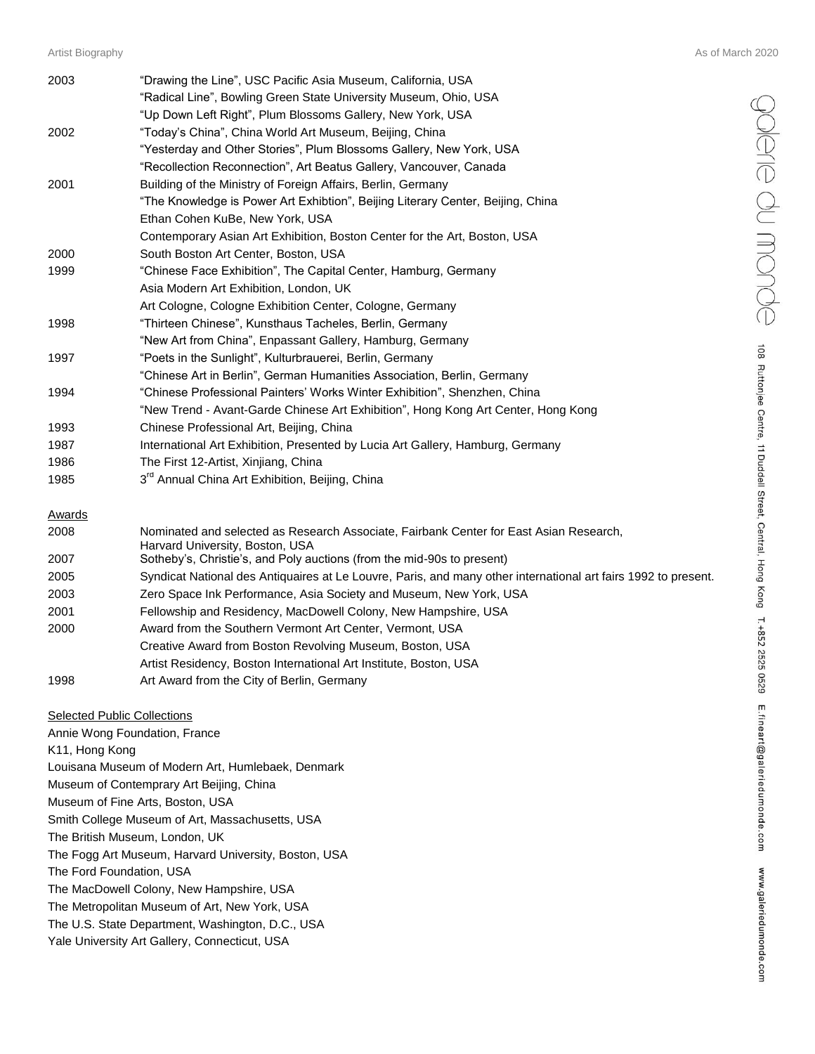| | |
|---|---|
| 2003 | "Drawing the Line", USC Pacific Asia Museum, California, USA |
| | "Radical Line", Bowling Green State University Museum, Ohio, USA |
| | "Up Down Left Right", Plum Blossoms Gallery, New York, USA |
| 2002 | "Today's China", China World Art Museum, Beijing, China |
| | "Yesterday and Other Stories", Plum Blossoms Gallery, New York, USA |
| | "Recollection Reconnection", Art Beatus Gallery, Vancouver, Canada |
| 2001 | Building of the Ministry of Foreign Affairs, Berlin, Germany |
| | "The Knowledge is Power Art Exhibtion", Beijing Literary Center, Beijing, China |
| | Ethan Cohen KuBe, New York, USA |
| | Contemporary Asian Art Exhibition, Boston Center for the Art, Boston, USA |
| 2000 | South Boston Art Center, Boston, USA |
| 1999 | "Chinese Face Exhibition", The Capital Center, Hamburg, Germany |
| | Asia Modern Art Exhibition, London, UK |
| | Art Cologne, Cologne Exhibition Center, Cologne, Germany |
| 1998 | "Thirteen Chinese", Kunsthaus Tacheles, Berlin, Germany |
| | "New Art from China", Enpassant Gallery, Hamburg, Germany |
| 1997 | "Poets in the Sunlight", Kulturbrauerei, Berlin, Germany |
| | "Chinese Art in Berlin", German Humanities Association, Berlin, Germany |
| 1994 | "Chinese Professional Painters' Works Winter Exhibition", Shenzhen, China |
| | "New Trend - Avant-Garde Chinese Art Exhibition", Hong Kong Art Center, Hong Kong |
| 1993 | Chinese Professional Art, Beijing, China |
| 1987 | International Art Exhibition, Presented by Lucia Art Gallery, Hamburg, Germany |
| 1986 | The First 12-Artist, Xinjiang, China |
| 1985 | 3rd Annual China Art Exhibition, Beijing, China |

## Awards

| | |
|---|---|
| 2008 | Nominated and selected as Research Associate, Fairbank Center for East Asian Research, Harvard University, Boston, USA |
| 2007 | Sotheby's, Christie's, and Poly auctions (from the mid-90s to present) |
| 2005 | Syndicat National des Antiquaires at Le Louvre, Paris, and many other international art fairs 1992 to present. |
| 2003 | Zero Space Ink Performance, Asia Society and Museum, New York, USA |
| 2001 | Fellowship and Residency, MacDowell Colony, New Hampshire, USA |
| 2000 | Award from the Southern Vermont Art Center, Vermont, USA |
| | Creative Award from Boston Revolving Museum, Boston, USA |
| | Artist Residency, Boston International Art Institute, Boston, USA |
| 1998 | Art Award from the City of Berlin, Germany |

## Selected Public Collections

Annie Wong Foundation, France
K11, Hong Kong
Louisana Museum of Modern Art, Humlebaek, Denmark
Museum of Contemprary Art Beijing, China
Museum of Fine Arts, Boston, USA
Smith College Museum of Art, Massachusetts, USA
The British Museum, London, UK
The Fogg Art Museum, Harvard University, Boston, USA
The Ford Foundation, USA
The MacDowell Colony, New Hampshire, USA
The Metropolitan Museum of Art, New York, USA
The U.S. State Department, Washington, D.C., USA
Yale University Art Gallery, Connecticut, USA